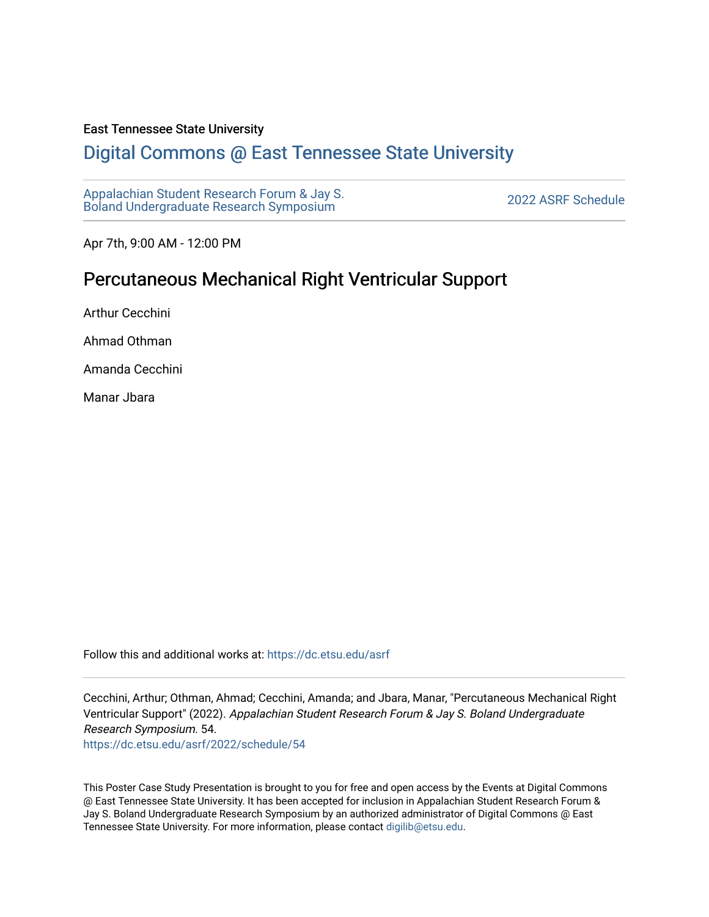East Tennessee State University

# Digital Commons @ East Tennessee State University

Appalachian Student Research Forum & Jay S. Boland Undergraduate Research Symposium

2022 ASRF Schedule

Apr 7th, 9:00 AM - 12:00 PM

## Percutaneous Mechanical Right Ventricular Support

Arthur Cecchini

Ahmad Othman

Amanda Cecchini

Manar Jbara

Follow this and additional works at: https://dc.etsu.edu/asrf

Cecchini, Arthur; Othman, Ahmad; Cecchini, Amanda; and Jbara, Manar, "Percutaneous Mechanical Right Ventricular Support" (2022). *Appalachian Student Research Forum & Jay S. Boland Undergraduate Research Symposium*. 54.
https://dc.etsu.edu/asrf/2022/schedule/54

This Poster Case Study Presentation is brought to you for free and open access by the Events at Digital Commons @ East Tennessee State University. It has been accepted for inclusion in Appalachian Student Research Forum & Jay S. Boland Undergraduate Research Symposium by an authorized administrator of Digital Commons @ East Tennessee State University. For more information, please contact digilib@etsu.edu.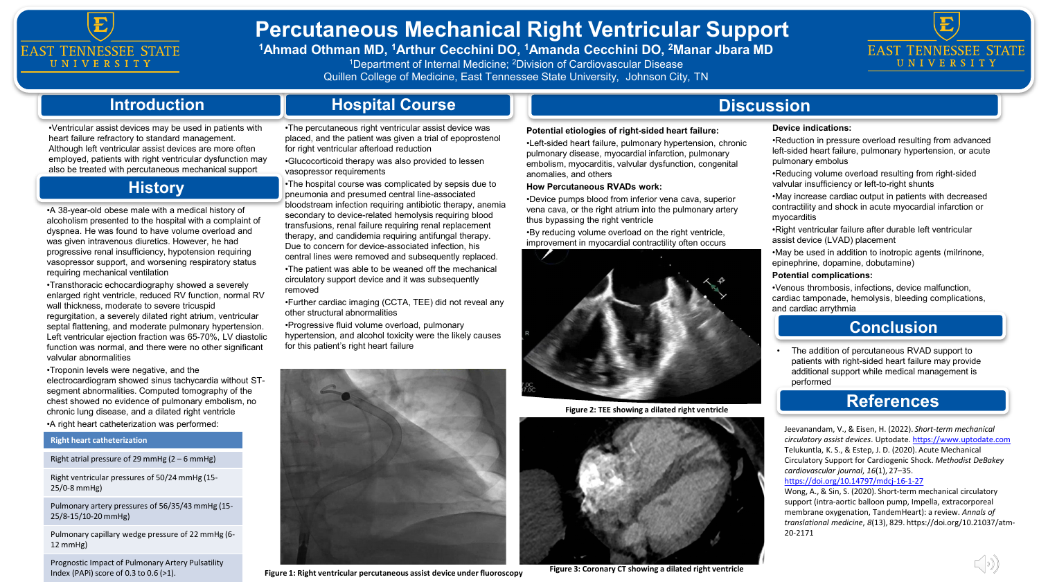# Percutaneous Mechanical Right Ventricular Support

**[1]Ahmad Othman MD, [1]Arthur Cecchini DO, [1]Amanda Cecchini DO, [2]Manar Jbara MD**

[1]Department of Internal Medicine; [2]Division of Cardiovascular Disease
Quillen College of Medicine, East Tennessee State University, Johnson City, TN

## Introduction

•Ventricular assist devices may be used in patients with heart failure refractory to standard management. Although left ventricular assist devices are more often employed, patients with right ventricular dysfunction may also be treated with percutaneous mechanical support

## History

•A 38-year-old obese male with a medical history of alcoholism presented to the hospital with a complaint of dyspnea. He was found to have volume overload and was given intravenous diuretics. However, he had progressive renal insufficiency, hypotension requiring vasopressor support, and worsening respiratory status requiring mechanical ventilation

•Transthoracic echocardiography showed a severely enlarged right ventricle, reduced RV function, normal RV wall thickness, moderate to severe tricuspid regurgitation, a severely dilated right atrium, ventricular septal flattening, and moderate pulmonary hypertension. Left ventricular ejection fraction was 65-70%, LV diastolic function was normal, and there were no other significant valvular abnormalities

•Troponin levels were negative, and the electrocardiogram showed sinus tachycardia without ST-segment abnormalities. Computed tomography of the chest showed no evidence of pulmonary embolism, no chronic lung disease, and a dilated right ventricle

•A right heart catheterization was performed:

| Right heart catheterization |
|---|
| Right atrial pressure of 29 mmHg (2 – 6 mmHg) |
| Right ventricular pressures of 50/24 mmHg (15-25/0-8 mmHg) |
| Pulmonary artery pressures of 56/35/43 mmHg (15-25/8-15/10-20 mmHg) |
| Pulmonary capillary wedge pressure of 22 mmHg (6-12 mmHg) |
| Prognostic Impact of Pulmonary Artery Pulsatility Index (PAPi) score of 0.3 to 0.6 (>1). |

## Hospital Course

•The percutaneous right ventricular assist device was placed, and the patient was given a trial of epoprostenol for right ventricular afterload reduction

•Glucocorticoid therapy was also provided to lessen vasopressor requirements

•The hospital course was complicated by sepsis due to pneumonia and presumed central line-associated bloodstream infection requiring antibiotic therapy, anemia secondary to device-related hemolysis requiring blood transfusions, renal failure requiring renal replacement therapy, and candidemia requiring antifungal therapy. Due to concern for device-associated infection, his central lines were removed and subsequently replaced.

•The patient was able to be weaned off the mechanical circulatory support device and it was subsequently removed

•Further cardiac imaging (CCTA, TEE) did not reveal any other structural abnormalities

•Progressive fluid volume overload, pulmonary hypertension, and alcohol toxicity were the likely causes for this patient's right heart failure

**Figure 1: Right ventricular percutaneous assist device under fluoroscopy**

## Discussion

**Potential etiologies of right-sided heart failure:**

•Left-sided heart failure, pulmonary hypertension, chronic pulmonary disease, myocardial infarction, pulmonary embolism, myocarditis, valvular dysfunction, congenital anomalies, and others

**How Percutaneous RVADs work:**

•Device pumps blood from inferior vena cava, superior vena cava, or the right atrium into the pulmonary artery thus bypassing the right ventricle

•By reducing volume overload on the right ventricle, improvement in myocardial contractility often occurs

**Figure 2: TEE showing a dilated right ventricle**

**Figure 3: Coronary CT showing a dilated right ventricle**

**Device indications:**

•Reduction in pressure overload resulting from advanced left-sided heart failure, pulmonary hypertension, or acute pulmonary embolus

•Reducing volume overload resulting from right-sided valvular insufficiency or left-to-right shunts

•May increase cardiac output in patients with decreased contractility and shock in acute myocardial infarction or myocarditis

•Right ventricular failure after durable left ventricular assist device (LVAD) placement

•May be used in addition to inotropic agents (milrinone, epinephrine, dopamine, dobutamine)

**Potential complications:**

•Venous thrombosis, infections, device malfunction, cardiac tamponade, hemolysis, bleeding complications, and cardiac arrythmia

## Conclusion

- The addition of percutaneous RVAD support to patients with right-sided heart failure may provide additional support while medical management is performed

## References

Jeevanandam, V., & Eisen, H. (2022). *Short-term mechanical circulatory assist devices*. Uptodate. https://www.uptodate.com

Telukuntla, K. S., & Estep, J. D. (2020). Acute Mechanical Circulatory Support for Cardiogenic Shock. *Methodist DeBakey cardiovascular journal*, *16*(1), 27–35. https://doi.org/10.14797/mdcj-16-1-27

Wong, A., & Sin, S. (2020). Short-term mechanical circulatory support (intra-aortic balloon pump, Impella, extracorporeal membrane oxygenation, TandemHeart): a review. *Annals of translational medicine*, *8*(13), 829. https://doi.org/10.21037/atm-20-2171